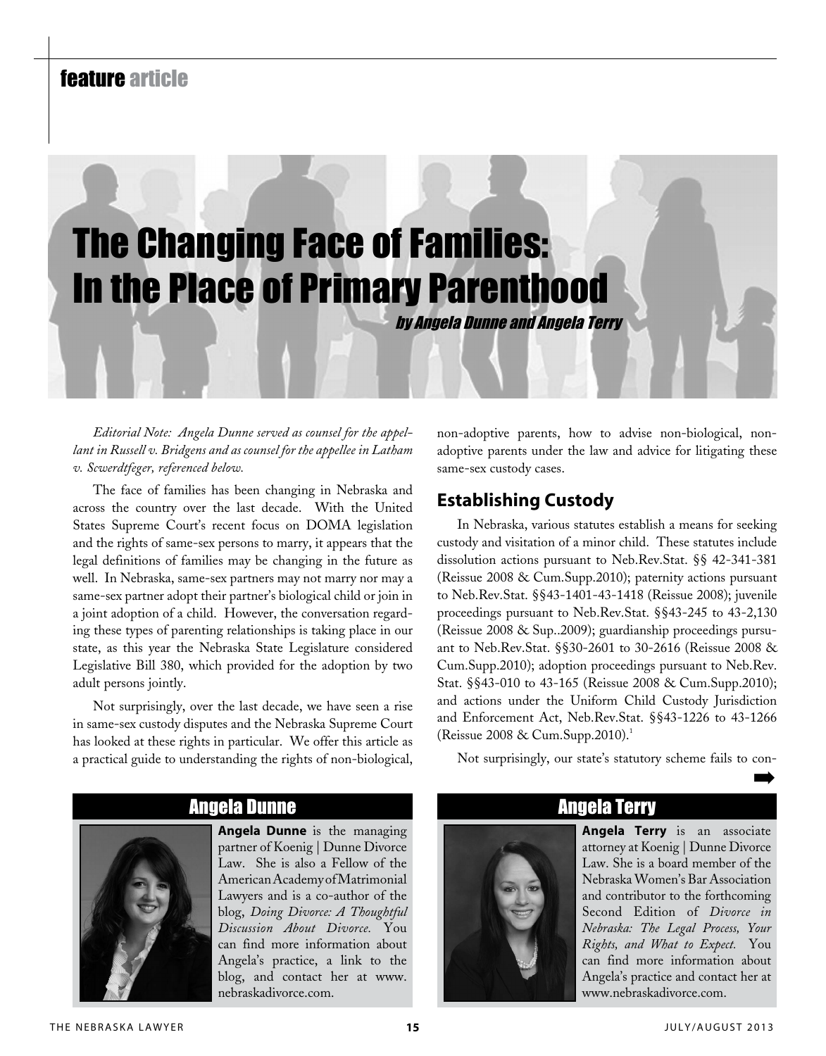feature article

# The Changing Face of Families: In the Place of Primary Parenthood

*by Angela Dunne and Angela Terry*

*Editorial Note: Angela Dunne served as counsel for the appellant in Russell v. Bridgens and as counsel for the appellee in Latham v. Scwerdtfeger, referenced below.*

The face of families has been changing in Nebraska and across the country over the last decade. With the United States Supreme Court's recent focus on DOMA legislation and the rights of same-sex persons to marry, it appears that the legal definitions of families may be changing in the future as well. In Nebraska, same-sex partners may not marry nor may a same-sex partner adopt their partner's biological child or join in a joint adoption of a child. However, the conversation regarding these types of parenting relationships is taking place in our state, as this year the Nebraska State Legislature considered Legislative Bill 380, which provided for the adoption by two adult persons jointly.

Not surprisingly, over the last decade, we have seen a rise in same-sex custody disputes and the Nebraska Supreme Court has looked at these rights in particular. We offer this article as a practical guide to understanding the rights of non-biological, non-adoptive parents, how to advise non-biological, non-adoptive parents under the law and advice for litigating these same-sex custody cases.

## Establishing Custody

In Nebraska, various statutes establish a means for seeking custody and visitation of a minor child. These statutes include dissolution actions pursuant to Neb.Rev.Stat. §§ 42-341-381 (Reissue 2008 & Cum.Supp.2010); paternity actions pursuant to Neb.Rev.Stat. §§43-1401-43-1418 (Reissue 2008); juvenile proceedings pursuant to Neb.Rev.Stat. §§43-245 to 43-2,130 (Reissue 2008 & Sup..2009); guardianship proceedings pursuant to Neb.Rev.Stat. §§30-2601 to 30-2616 (Reissue 2008 & Cum.Supp.2010); adoption proceedings pursuant to Neb.Rev. Stat. §§43-010 to 43-165 (Reissue 2008 & Cum.Supp.2010); and actions under the Uniform Child Custody Jurisdiction and Enforcement Act, Neb.Rev.Stat. §§43-1226 to 43-1266 (Reissue 2008 & Cum.Supp.2010).[1]

Not surprisingly, our state's statutory scheme fails to con-

### Angela Dunne

**Angela Dunne** is the managing partner of Koenig | Dunne Divorce Law. She is also a Fellow of the American Academy of Matrimonial Lawyers and is a co-author of the blog, *Doing Divorce: A Thoughtful Discussion About Divorce.* You can find more information about Angela's practice, a link to the blog, and contact her at www.nebraskadivorce.com.

### Angela Terry

**Angela Terry** is an associate attorney at Koenig | Dunne Divorce Law. She is a board member of the Nebraska Women's Bar Association and contributor to the forthcoming Second Edition of *Divorce in Nebraska: The Legal Process, Your Rights, and What to Expect.* You can find more information about Angela's practice and contact her at www.nebraskadivorce.com.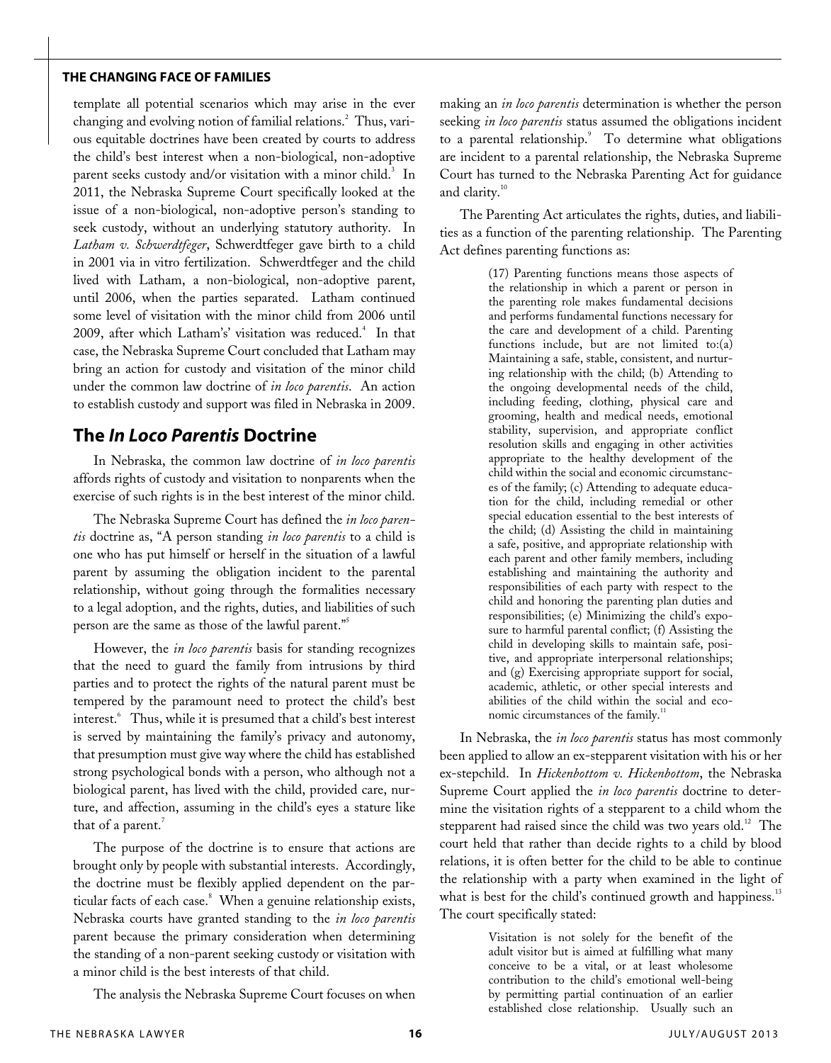template all potential scenarios which may arise in the ever changing and evolving notion of familial relations.[2] Thus, various equitable doctrines have been created by courts to address the child's best interest when a non-biological, non-adoptive parent seeks custody and/or visitation with a minor child.[3] In 2011, the Nebraska Supreme Court specifically looked at the issue of a non-biological, non-adoptive person's standing to seek custody, without an underlying statutory authority. In *Latham v. Schwerdtfeger*, Schwerdtfeger gave birth to a child in 2001 via in vitro fertilization. Schwerdtfeger and the child lived with Latham, a non-biological, non-adoptive parent, until 2006, when the parties separated. Latham continued some level of visitation with the minor child from 2006 until 2009, after which Latham's' visitation was reduced.[4] In that case, the Nebraska Supreme Court concluded that Latham may bring an action for custody and visitation of the minor child under the common law doctrine of *in loco parentis*. An action to establish custody and support was filed in Nebraska in 2009.

## The *In Loco Parentis* Doctrine

In Nebraska, the common law doctrine of *in loco parentis* affords rights of custody and visitation to nonparents when the exercise of such rights is in the best interest of the minor child.

The Nebraska Supreme Court has defined the *in loco parentis* doctrine as, "A person standing *in loco parentis* to a child is one who has put himself or herself in the situation of a lawful parent by assuming the obligation incident to the parental relationship, without going through the formalities necessary to a legal adoption, and the rights, duties, and liabilities of such person are the same as those of the lawful parent."[5]

However, the *in loco parentis* basis for standing recognizes that the need to guard the family from intrusions by third parties and to protect the rights of the natural parent must be tempered by the paramount need to protect the child's best interest.[6] Thus, while it is presumed that a child's best interest is served by maintaining the family's privacy and autonomy, that presumption must give way where the child has established strong psychological bonds with a person, who although not a biological parent, has lived with the child, provided care, nurture, and affection, assuming in the child's eyes a stature like that of a parent.[7]

The purpose of the doctrine is to ensure that actions are brought only by people with substantial interests. Accordingly, the doctrine must be flexibly applied dependent on the particular facts of each case.[8] When a genuine relationship exists, Nebraska courts have granted standing to the *in loco parentis* parent because the primary consideration when determining the standing of a non-parent seeking custody or visitation with a minor child is the best interests of that child.

The analysis the Nebraska Supreme Court focuses on when making an *in loco parentis* determination is whether the person seeking *in loco parentis* status assumed the obligations incident to a parental relationship.[9] To determine what obligations are incident to a parental relationship, the Nebraska Supreme Court has turned to the Nebraska Parenting Act for guidance and clarity.[10]

The Parenting Act articulates the rights, duties, and liabilities as a function of the parenting relationship. The Parenting Act defines parenting functions as:

> (17) Parenting functions means those aspects of the relationship in which a parent or person in the parenting role makes fundamental decisions and performs fundamental functions necessary for the care and development of a child. Parenting functions include, but are not limited to:(a) Maintaining a safe, stable, consistent, and nurturing relationship with the child; (b) Attending to the ongoing developmental needs of the child, including feeding, clothing, physical care and grooming, health and medical needs, emotional stability, supervision, and appropriate conflict resolution skills and engaging in other activities appropriate to the healthy development of the child within the social and economic circumstances of the family; (c) Attending to adequate education for the child, including remedial or other special education essential to the best interests of the child; (d) Assisting the child in maintaining a safe, positive, and appropriate relationship with each parent and other family members, including establishing and maintaining the authority and responsibilities of each party with respect to the child and honoring the parenting plan duties and responsibilities; (e) Minimizing the child's exposure to harmful parental conflict; (f) Assisting the child in developing skills to maintain safe, positive, and appropriate interpersonal relationships; and (g) Exercising appropriate support for social, academic, athletic, or other special interests and abilities of the child within the social and economic circumstances of the family.[11]

In Nebraska, the *in loco parentis* status has most commonly been applied to allow an ex-stepparent visitation with his or her ex-stepchild. In *Hickenbottom v. Hickenbottom*, the Nebraska Supreme Court applied the *in loco parentis* doctrine to determine the visitation rights of a stepparent to a child whom the stepparent had raised since the child was two years old.[12] The court held that rather than decide rights to a child by blood relations, it is often better for the child to be able to continue the relationship with a party when examined in the light of what is best for the child's continued growth and happiness.[13] The court specifically stated:

> Visitation is not solely for the benefit of the adult visitor but is aimed at fulfilling what many conceive to be a vital, or at least wholesome contribution to the child's emotional well-being by permitting partial continuation of an earlier established close relationship. Usually such an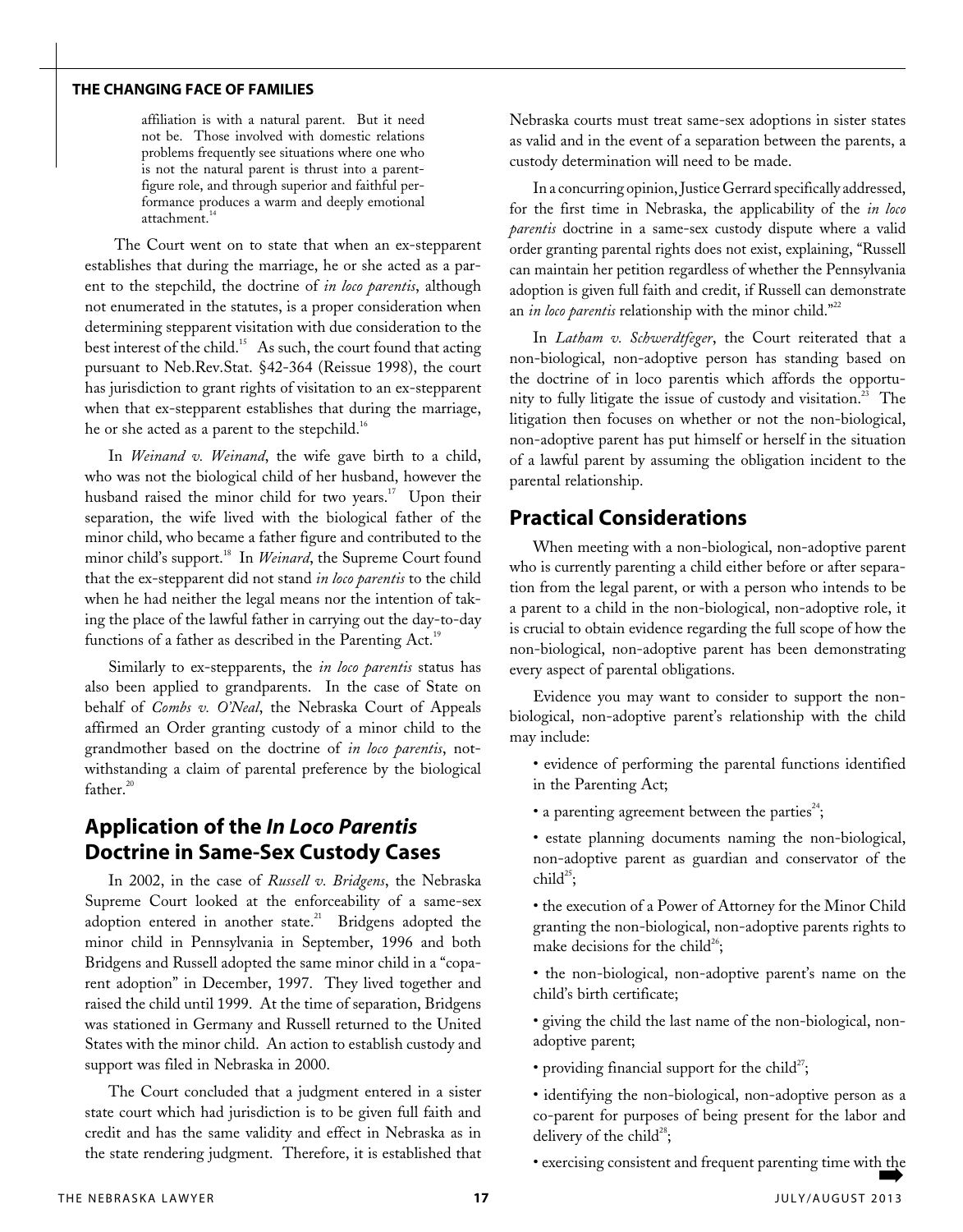affiliation is with a natural parent. But it need not be. Those involved with domestic relations problems frequently see situations where one who is not the natural parent is thrust into a parent-figure role, and through superior and faithful performance produces a warm and deeply emotional attachment.[14]

The Court went on to state that when an ex-stepparent establishes that during the marriage, he or she acted as a parent to the stepchild, the doctrine of *in loco parentis*, although not enumerated in the statutes, is a proper consideration when determining stepparent visitation with due consideration to the best interest of the child.[15] As such, the court found that acting pursuant to Neb.Rev.Stat. §42-364 (Reissue 1998), the court has jurisdiction to grant rights of visitation to an ex-stepparent when that ex-stepparent establishes that during the marriage, he or she acted as a parent to the stepchild.[16]

In *Weinand v. Weinand*, the wife gave birth to a child, who was not the biological child of her husband, however the husband raised the minor child for two years.[17] Upon their separation, the wife lived with the biological father of the minor child, who became a father figure and contributed to the minor child's support.[18] In *Weinard*, the Supreme Court found that the ex-stepparent did not stand *in loco parentis* to the child when he had neither the legal means nor the intention of taking the place of the lawful father in carrying out the day-to-day functions of a father as described in the Parenting Act.[19]

Similarly to ex-stepparents, the *in loco parentis* status has also been applied to grandparents. In the case of State on behalf of *Combs v. O'Neal*, the Nebraska Court of Appeals affirmed an Order granting custody of a minor child to the grandmother based on the doctrine of *in loco parentis*, notwithstanding a claim of parental preference by the biological father.[20]

## Application of the *In Loco Parentis* Doctrine in Same-Sex Custody Cases

In 2002, in the case of *Russell v. Bridgens*, the Nebraska Supreme Court looked at the enforceability of a same-sex adoption entered in another state.[21] Bridgens adopted the minor child in Pennsylvania in September, 1996 and both Bridgens and Russell adopted the same minor child in a "coparent adoption" in December, 1997. They lived together and raised the child until 1999. At the time of separation, Bridgens was stationed in Germany and Russell returned to the United States with the minor child. An action to establish custody and support was filed in Nebraska in 2000.

The Court concluded that a judgment entered in a sister state court which had jurisdiction is to be given full faith and credit and has the same validity and effect in Nebraska as in the state rendering judgment. Therefore, it is established that Nebraska courts must treat same-sex adoptions in sister states as valid and in the event of a separation between the parents, a custody determination will need to be made.

In a concurring opinion, Justice Gerrard specifically addressed, for the first time in Nebraska, the applicability of the *in loco parentis* doctrine in a same-sex custody dispute where a valid order granting parental rights does not exist, explaining, "Russell can maintain her petition regardless of whether the Pennsylvania adoption is given full faith and credit, if Russell can demonstrate an *in loco parentis* relationship with the minor child."[22]

In *Latham v. Schwerdtfeger*, the Court reiterated that a non-biological, non-adoptive person has standing based on the doctrine of in loco parentis which affords the opportunity to fully litigate the issue of custody and visitation.[23] The litigation then focuses on whether or not the non-biological, non-adoptive parent has put himself or herself in the situation of a lawful parent by assuming the obligation incident to the parental relationship.

## Practical Considerations

When meeting with a non-biological, non-adoptive parent who is currently parenting a child either before or after separation from the legal parent, or with a person who intends to be a parent to a child in the non-biological, non-adoptive role, it is crucial to obtain evidence regarding the full scope of how the non-biological, non-adoptive parent has been demonstrating every aspect of parental obligations.

Evidence you may want to consider to support the non-biological, non-adoptive parent's relationship with the child may include:

- evidence of performing the parental functions identified in the Parenting Act;
- a parenting agreement between the parties[24];
- estate planning documents naming the non-biological, non-adoptive parent as guardian and conservator of the child[25];
- the execution of a Power of Attorney for the Minor Child granting the non-biological, non-adoptive parents rights to make decisions for the child[26];
- the non-biological, non-adoptive parent's name on the child's birth certificate;
- giving the child the last name of the non-biological, non-adoptive parent;
- providing financial support for the child[27];
- identifying the non-biological, non-adoptive person as a co-parent for purposes of being present for the labor and delivery of the child[28];
- exercising consistent and frequent parenting time with the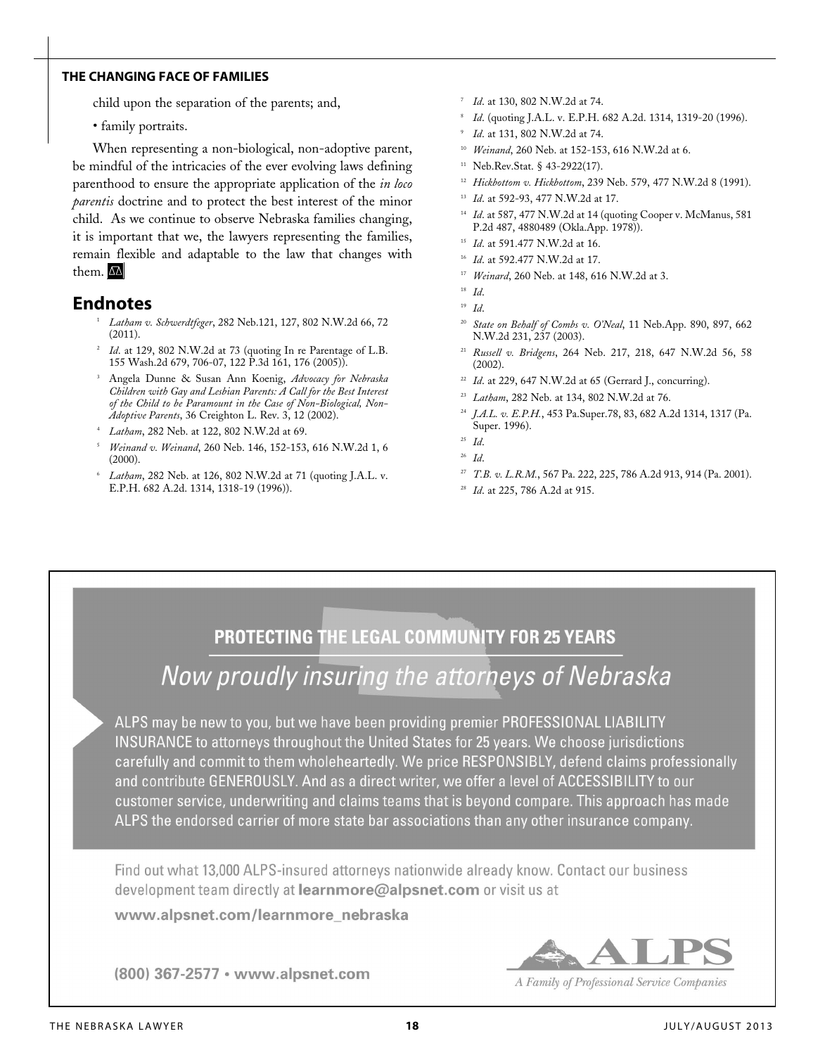child upon the separation of the parents; and,

• family portraits.

When representing a non-biological, non-adoptive parent, be mindful of the intricacies of the ever evolving laws defining parenthood to ensure the appropriate application of the *in loco parentis* doctrine and to protect the best interest of the minor child. As we continue to observe Nebraska families changing, it is important that we, the lawyers representing the families, remain flexible and adaptable to the law that changes with them.

## Endnotes

1. *Latham v. Schwerdtfeger*, 282 Neb.121, 127, 802 N.W.2d 66, 72 (2011).
2. *Id*. at 129, 802 N.W.2d at 73 (quoting In re Parentage of L.B. 155 Wash.2d 679, 706-07, 122 P.3d 161, 176 (2005)).
3. Angela Dunne & Susan Ann Koenig, *Advocacy for Nebraska Children with Gay and Lesbian Parents: A Call for the Best Interest of the Child to be Paramount in the Case of Non-Biological, Non-Adoptive Parents*, 36 Creighton L. Rev. 3, 12 (2002).
4. *Latham*, 282 Neb. at 122, 802 N.W.2d at 69.
5. *Weinand v. Weinand*, 260 Neb. 146, 152-153, 616 N.W.2d 1, 6 (2000).
6. *Latham*, 282 Neb. at 126, 802 N.W.2d at 71 (quoting J.A.L. v. E.P.H. 682 A.2d. 1314, 1318-19 (1996)).
7. *Id*. at 130, 802 N.W.2d at 74.
8. *Id*. (quoting J.A.L. v. E.P.H. 682 A.2d. 1314, 1319-20 (1996).
9. *Id*. at 131, 802 N.W.2d at 74.
10. *Weinand*, 260 Neb. at 152-153, 616 N.W.2d at 6.
11. Neb.Rev.Stat. § 43-2922(17).
12. *Hickbottom v. Hickbottom*, 239 Neb. 579, 477 N.W.2d 8 (1991).
13. *Id*. at 592-93, 477 N.W.2d at 17.
14. *Id*. at 587, 477 N.W.2d at 14 (quoting Cooper v. McManus, 581 P.2d 487, 4880489 (Okla.App. 1978)).
15. *Id*. at 591.477 N.W.2d at 16.
16. *Id*. at 592.477 N.W.2d at 17.
17. *Weinard*, 260 Neb. at 148, 616 N.W.2d at 3.
18. *Id*.
19. *Id*.
20. *State on Behalf of Combs v. O'Neal*, 11 Neb.App. 890, 897, 662 N.W.2d 231, 237 (2003).
21. *Russell v. Bridgens*, 264 Neb. 217, 218, 647 N.W.2d 56, 58 (2002).
22. *Id*. at 229, 647 N.W.2d at 65 (Gerrard J., concurring).
23. *Latham*, 282 Neb. at 134, 802 N.W.2d at 76.
24. *J.A.L. v. E.P.H.*, 453 Pa.Super.78, 83, 682 A.2d 1314, 1317 (Pa. Super. 1996).
25. *Id*.
26. *Id*.
27. *T.B. v. L.R.M.*, 567 Pa. 222, 225, 786 A.2d 913, 914 (Pa. 2001).
28. *Id*. at 225, 786 A.2d at 915.

**PROTECTING THE LEGAL COMMUNITY FOR 25 YEARS**

*Now proudly insuring the attorneys of Nebraska*

ALPS may be new to you, but we have been providing premier PROFESSIONAL LIABILITY INSURANCE to attorneys throughout the United States for 25 years. We choose jurisdictions carefully and commit to them wholeheartedly. We price RESPONSIBLY, defend claims professionally and contribute GENEROUSLY. And as a direct writer, we offer a level of ACCESSIBILITY to our customer service, underwriting and claims teams that is beyond compare. This approach has made ALPS the endorsed carrier of more state bar associations than any other insurance company.

Find out what 13,000 ALPS-insured attorneys nationwide already know. Contact our business development team directly at **learnmore@alpsnet.com** or visit us at

**www.alpsnet.com/learnmore_nebraska**

(800) 367-2577 • www.alpsnet.com

ALPS

*A Family of Professional Service Companies*